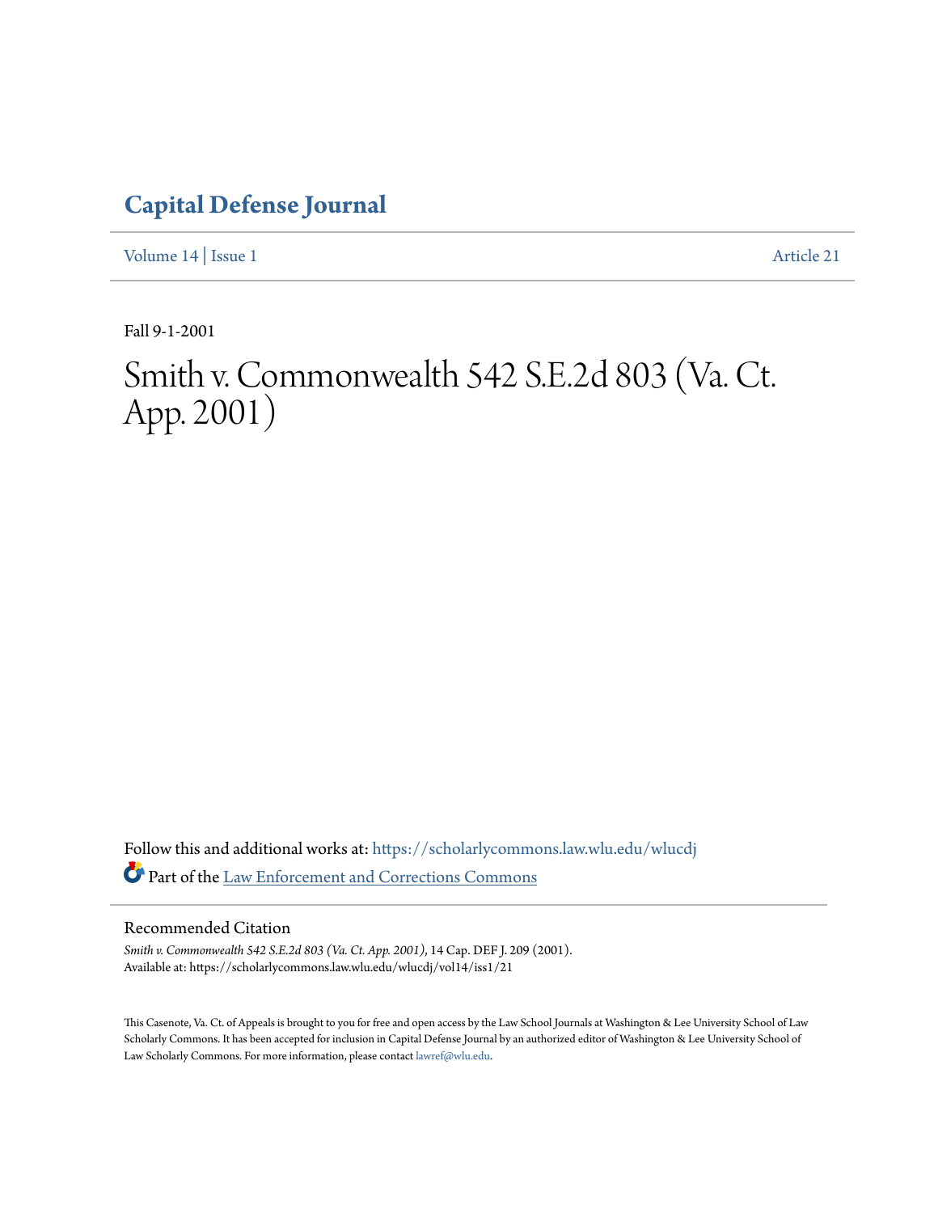# Capital Defense Journal

Volume 14 | Issue 1 Article 21

Fall 9-1-2001

# Smith v. Commonwealth 542 S.E.2d 803 (Va. Ct. App. 2001)

Follow this and additional works at: https://scholarlycommons.law.wlu.edu/wlucdj

Part of the Law Enforcement and Corrections Commons

## Recommended Citation

*Smith v. Commonwealth 542 S.E.2d 803 (Va. Ct. App. 2001)*, 14 Cap. DEF J. 209 (2001).
Available at: https://scholarlycommons.law.wlu.edu/wlucdj/vol14/iss1/21

This Casenote, Va. Ct. of Appeals is brought to you for free and open access by the Law School Journals at Washington & Lee University School of Law Scholarly Commons. It has been accepted for inclusion in Capital Defense Journal by an authorized editor of Washington & Lee University School of Law Scholarly Commons. For more information, please contact lawref@wlu.edu.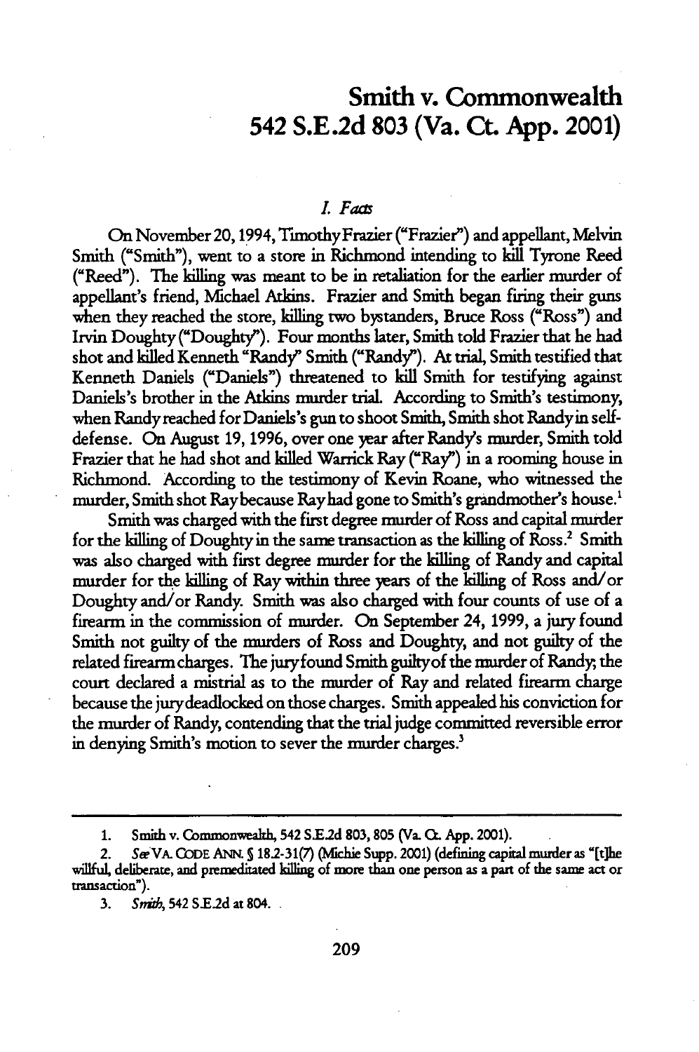# Smith v. Commonwealth 542 S.E.2d 803 (Va. Ct. App. 2001)

## *I. Facts*

On November 20, 1994, Timothy Frazier ("Frazier") and appellant, Melvin Smith ("Smith"), went to a store in Richmond intending to kill Tyrone Reed ("Reed"). The killing was meant to be in retaliation for the earlier murder of appellant's friend, Michael Atkins. Frazier and Smith began firing their guns when they reached the store, killing two bystanders, Bruce Ross ("Ross") and Irvin Doughty ("Doughty"). Four months later, Smith told Frazier that he had shot and killed Kenneth "Randy" Smith ("Randy"). At trial, Smith testified that Kenneth Daniels ("Daniels") threatened to kill Smith for testifying against Daniels's brother in the Atkins murder trial. According to Smith's testimony, when Randy reached for Daniels's gun to shoot Smith, Smith shot Randy in self-defense. On August 19, 1996, over one year after Randy's murder, Smith told Frazier that he had shot and killed Warrick Ray ("Ray") in a rooming house in Richmond. According to the testimony of Kevin Roane, who witnessed the murder, Smith shot Ray because Ray had gone to Smith's grandmother's house.[1]

Smith was charged with the first degree murder of Ross and capital murder for the killing of Doughty in the same transaction as the killing of Ross.[2] Smith was also charged with first degree murder for the killing of Randy and capital murder for the killing of Ray within three years of the killing of Ross and/or Doughty and/or Randy. Smith was also charged with four counts of use of a firearm in the commission of murder. On September 24, 1999, a jury found Smith not guilty of the murders of Ross and Doughty, and not guilty of the related firearm charges. The jury found Smith guilty of the murder of Randy; the court declared a mistrial as to the murder of Ray and related firearm charge because the jury deadlocked on those charges. Smith appealed his conviction for the murder of Randy, contending that the trial judge committed reversible error in denying Smith's motion to sever the murder charges.[3]

---

1. Smith v. Commonwealth, 542 S.E.2d 803, 805 (Va. Ct. App. 2001).

2. *See* VA. CODE ANN. § 18.2-31(7) (Michie Supp. 2001) (defining capital murder as "[t]he willful, deliberate, and premeditated killing of more than one person as a part of the same act or transaction").

3. *Smith*, 542 S.E.2d at 804.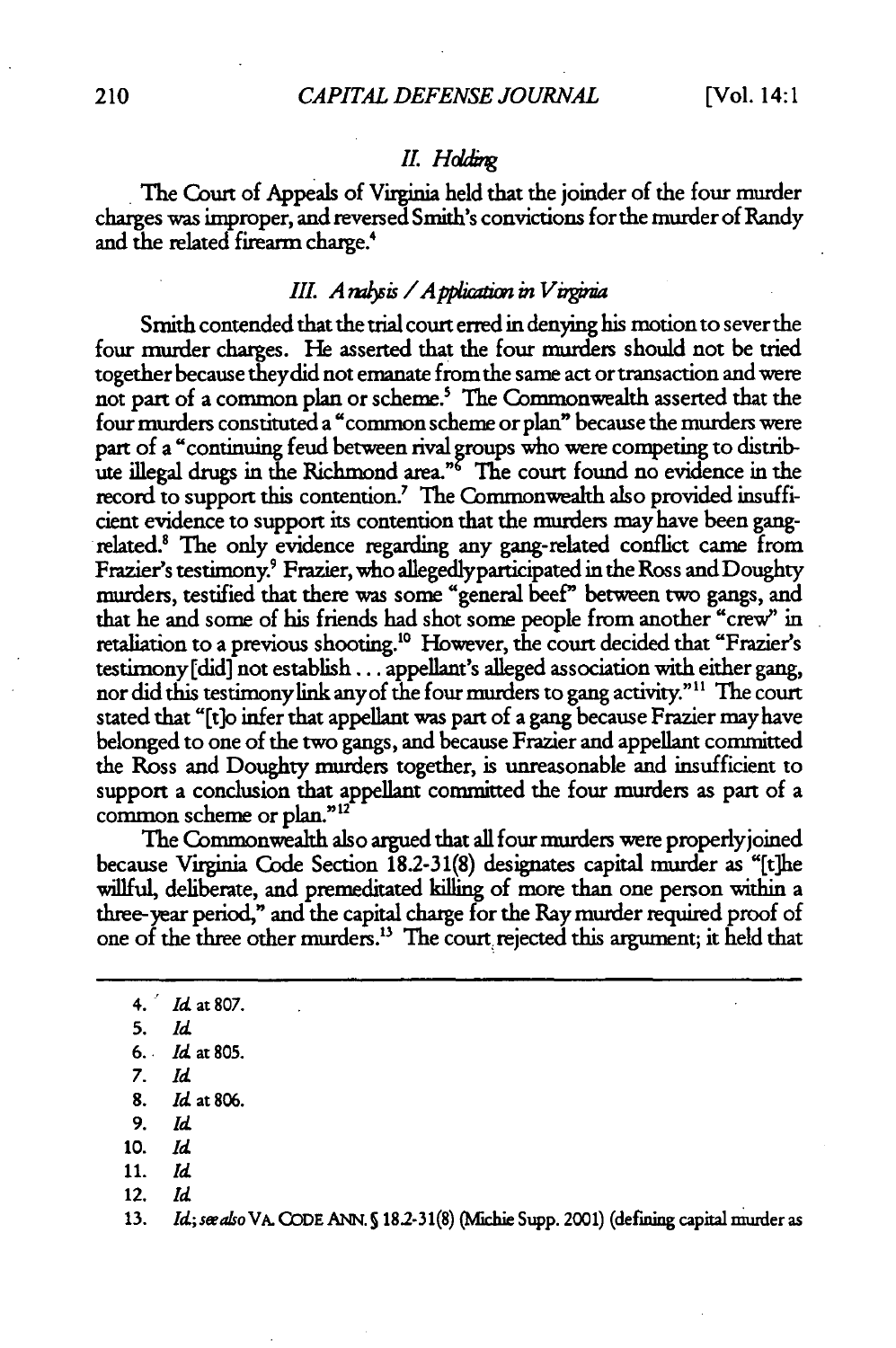## II. Holding

The Court of Appeals of Virginia held that the joinder of the four murder charges was improper, and reversed Smith's convictions for the murder of Randy and the related firearm charge.[4]

## III. Analysis / Application in Virginia

Smith contended that the trial court erred in denying his motion to sever the four murder charges. He asserted that the four murders should not be tried together because they did not emanate from the same act or transaction and were not part of a common plan or scheme.[5] The Commonwealth asserted that the four murders constituted a "common scheme or plan" because the murders were part of a "continuing feud between rival groups who were competing to distribute illegal drugs in the Richmond area."[6] The court found no evidence in the record to support this contention.[7] The Commonwealth also provided insufficient evidence to support its contention that the murders may have been gang-related.[8] The only evidence regarding any gang-related conflict came from Frazier's testimony.[9] Frazier, who allegedly participated in the Ross and Doughty murders, testified that there was some "general beef" between two gangs, and that he and some of his friends had shot some people from another "crew" in retaliation to a previous shooting.[10] However, the court decided that "Frazier's testimony [did] not establish . . . appellant's alleged association with either gang, nor did this testimony link any of the four murders to gang activity."[11] The court stated that "[t]o infer that appellant was part of a gang because Frazier may have belonged to one of the two gangs, and because Frazier and appellant committed the Ross and Doughty murders together, is unreasonable and insufficient to support a conclusion that appellant committed the four murders as part of a common scheme or plan."[12]

The Commonwealth also argued that all four murders were properly joined because Virginia Code Section 18.2-31(8) designates capital murder as "[t]he willful, deliberate, and premeditated killing of more than one person within a three-year period," and the capital charge for the Ray murder required proof of one of the three other murders.[13] The court rejected this argument; it held that

---

4. *Id.* at 807.
5. *Id.*
6. *Id.* at 805.
7. *Id.*
8. *Id.* at 806.
9. *Id.*
10. *Id.*
11. *Id.*
12. *Id.*
13. *Id.*; *see also* VA. CODE ANN. § 18.2-31(8) (Michie Supp. 2001) (defining capital murder as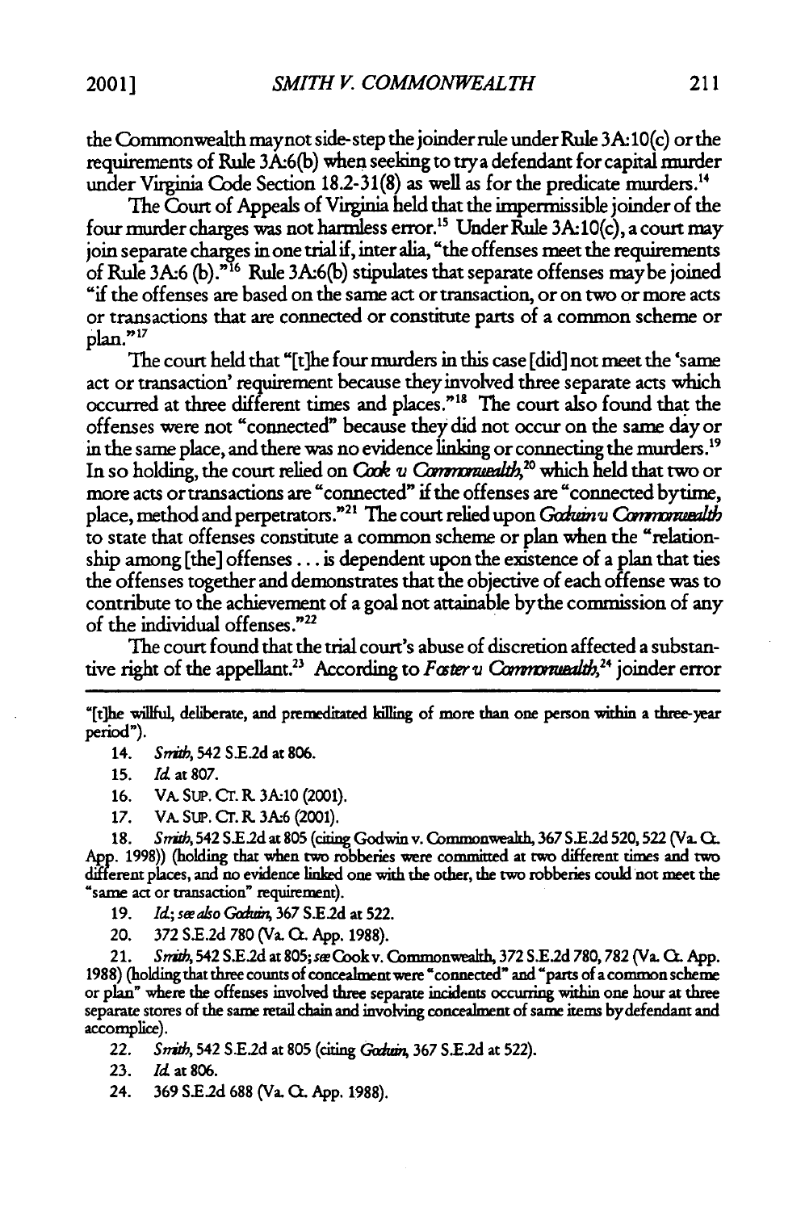the Commonwealth may not side-step the joinder rule under Rule 3A:10(c) or the requirements of Rule 3A:6(b) when seeking to try a defendant for capital murder under Virginia Code Section 18.2-31(8) as well as for the predicate murders.[14]

The Court of Appeals of Virginia held that the impermissible joinder of the four murder charges was not harmless error.[15] Under Rule 3A:10(c), a court may join separate charges in one trial if, inter alia, "the offenses meet the requirements of Rule 3A:6 (b)."[16] Rule 3A:6(b) stipulates that separate offenses may be joined "if the offenses are based on the same act or transaction, or on two or more acts or transactions that are connected or constitute parts of a common scheme or plan."[17]

The court held that "[t]he four murders in this case [did] not meet the 'same act or transaction' requirement because they involved three separate acts which occurred at three different times and places."[18] The court also found that the offenses were not "connected" because they did not occur on the same day or in the same place, and there was no evidence linking or connecting the murders.[19] In so holding, the court relied on *Cook v. Commonwealth*,[20] which held that two or more acts or transactions are "connected" if the offenses are "connected by time, place, method and perpetrators."[21] The court relied upon *Godwin v. Commonwealth* to state that offenses constitute a common scheme or plan when the "relationship among [the] offenses . . . is dependent upon the existence of a plan that ties the offenses together and demonstrates that the objective of each offense was to contribute to the achievement of a goal not attainable by the commission of any of the individual offenses."[22]

The court found that the trial court's abuse of discretion affected a substantive right of the appellant.[23] According to *Foster v. Commonwealth*,[24] joinder error

---

"[t]he willful, deliberate, and premeditated killing of more than one person within a three-year period").

14. *Smith*, 542 S.E.2d at 806.

15. *Id.* at 807.

16. VA. SUP. CT. R. 3A:10 (2001).

17. VA. SUP. CT. R. 3A:6 (2001).

18. *Smith*, 542 S.E.2d at 805 (citing Godwin v. Commonwealth, 367 S.E.2d 520, 522 (Va. Ct. App. 1998)) (holding that when two robberies were committed at two different times and two different places, and no evidence linked one with the other, the two robberies could not meet the "same act or transaction" requirement).

19. *Id.*; *see also Godwin*, 367 S.E.2d at 522.

20. 372 S.E.2d 780 (Va. Ct. App. 1988).

21. *Smith*, 542 S.E.2d at 805; *see* Cook v. Commonwealth, 372 S.E.2d 780, 782 (Va. Ct. App. 1988) (holding that three counts of concealment were "connected" and "parts of a common scheme or plan" where the offenses involved three separate incidents occurring within one hour at three separate stores of the same retail chain and involving concealment of same items by defendant and accomplice).

22. *Smith*, 542 S.E.2d at 805 (citing *Godwin*, 367 S.E.2d at 522).

23. *Id.* at 806.

24. 369 S.E.2d 688 (Va. Ct. App. 1988).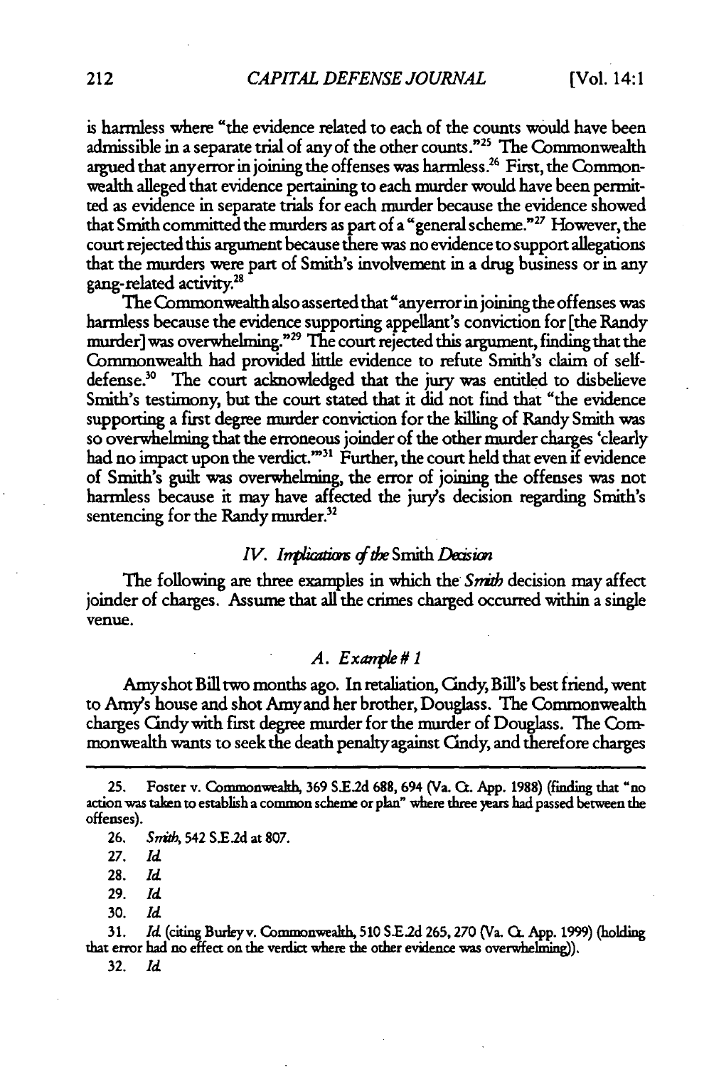is harmless where "the evidence related to each of the counts would have been admissible in a separate trial of any of the other counts."[25] The Commonwealth argued that any error in joining the offenses was harmless.[26] First, the Commonwealth alleged that evidence pertaining to each murder would have been permitted as evidence in separate trials for each murder because the evidence showed that Smith committed the murders as part of a "general scheme."[27] However, the court rejected this argument because there was no evidence to support allegations that the murders were part of Smith's involvement in a drug business or in any gang-related activity.[28]

The Commonwealth also asserted that "any error in joining the offenses was harmless because the evidence supporting appellant's conviction for [the Randy murder] was overwhelming."[29] The court rejected this argument, finding that the Commonwealth had provided little evidence to refute Smith's claim of self-defense.[30] The court acknowledged that the jury was entitled to disbelieve Smith's testimony, but the court stated that it did not find that "the evidence supporting a first degree murder conviction for the killing of Randy Smith was so overwhelming that the erroneous joinder of the other murder charges 'clearly had no impact upon the verdict.'"[31] Further, the court held that even if evidence of Smith's guilt was overwhelming, the error of joining the offenses was not harmless because it may have affected the jury's decision regarding Smith's sentencing for the Randy murder.[32]

### *IV. Implications of the* Smith *Decision*

The following are three examples in which the *Smith* decision may affect joinder of charges. Assume that all the crimes charged occurred within a single venue.

#### *A. Example # 1*

Amy shot Bill two months ago. In retaliation, Cindy, Bill's best friend, went to Amy's house and shot Amy and her brother, Douglass. The Commonwealth charges Cindy with first degree murder for the murder of Douglass. The Commonwealth wants to seek the death penalty against Cindy, and therefore charges

---

25. Foster v. Commonwealth, 369 S.E.2d 688, 694 (Va. Ct. App. 1988) (finding that "no action was taken to establish a common scheme or plan" where three years had passed between the offenses).

26. *Smith*, 542 S.E.2d at 807.

27. *Id.*

28. *Id.*

29. *Id.*

30. *Id.*

31. *Id.* (citing Burley v. Commonwealth, 510 S.E.2d 265, 270 (Va. Ct. App. 1999) (holding that error had no effect on the verdict where the other evidence was overwhelming)).

32. *Id.*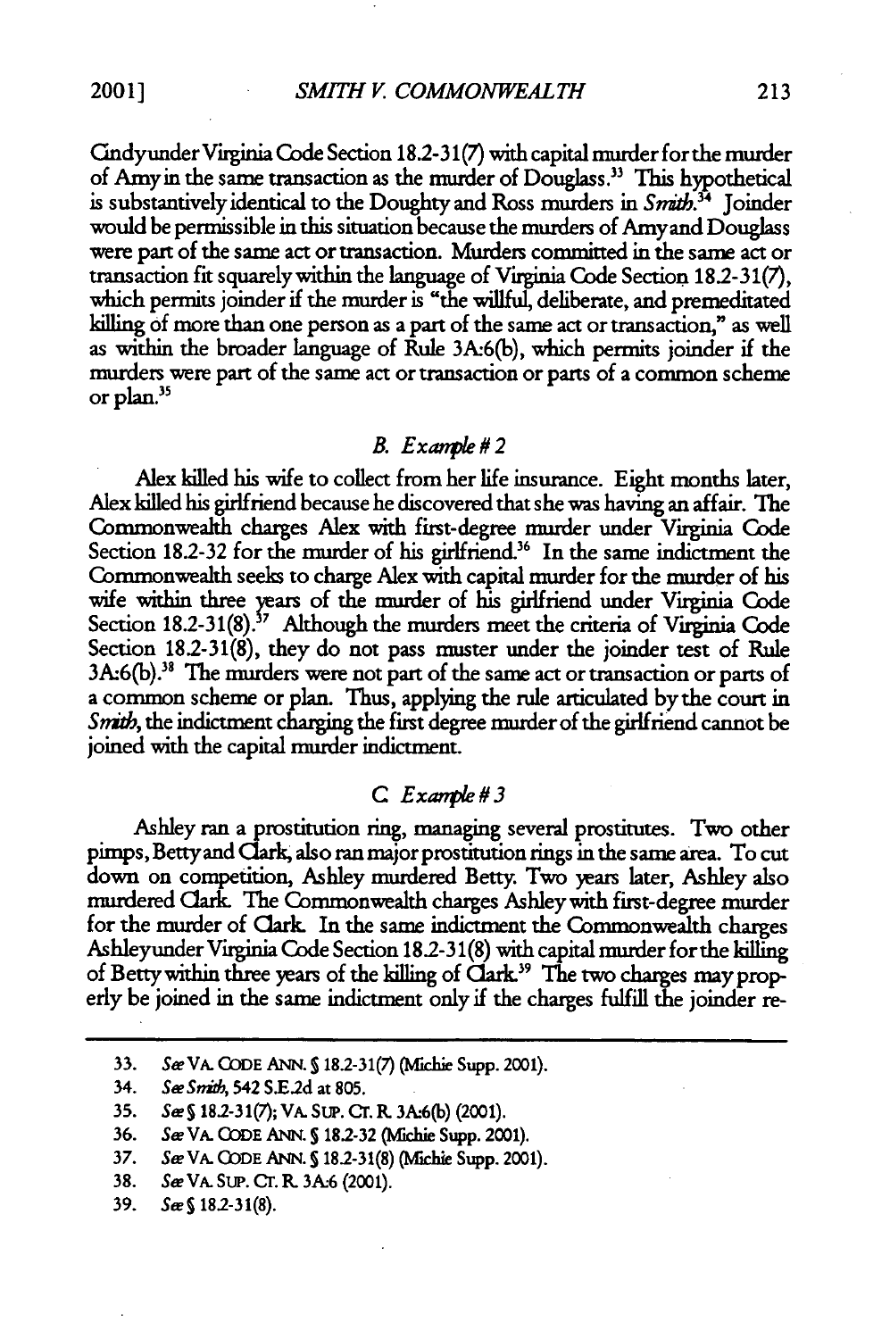Cindy under Virginia Code Section 18.2-31(7) with capital murder for the murder of Amy in the same transaction as the murder of Douglass.[33] This hypothetical is substantively identical to the Doughty and Ross murders in *Smith*.[34] Joinder would be permissible in this situation because the murders of Amy and Douglass were part of the same act or transaction. Murders committed in the same act or transaction fit squarely within the language of Virginia Code Section 18.2-31(7), which permits joinder if the murder is "the willful, deliberate, and premeditated killing of more than one person as a part of the same act or transaction," as well as within the broader language of Rule 3A:6(b), which permits joinder if the murders were part of the same act or transaction or parts of a common scheme or plan.[35]

### *B. Example # 2*

Alex killed his wife to collect from her life insurance. Eight months later, Alex killed his girlfriend because he discovered that she was having an affair. The Commonwealth charges Alex with first-degree murder under Virginia Code Section 18.2-32 for the murder of his girlfriend.[36] In the same indictment the Commonwealth seeks to charge Alex with capital murder for the murder of his wife within three years of the murder of his girlfriend under Virginia Code Section 18.2-31(8).[37] Although the murders meet the criteria of Virginia Code Section 18.2-31(8), they do not pass muster under the joinder test of Rule 3A:6(b).[38] The murders were not part of the same act or transaction or parts of a common scheme or plan. Thus, applying the rule articulated by the court in *Smith*, the indictment charging the first degree murder of the girlfriend cannot be joined with the capital murder indictment.

### *C. Example # 3*

Ashley ran a prostitution ring, managing several prostitutes. Two other pimps, Betty and Clark, also ran major prostitution rings in the same area. To cut down on competition, Ashley murdered Betty. Two years later, Ashley also murdered Clark. The Commonwealth charges Ashley with first-degree murder for the murder of Clark. In the same indictment the Commonwealth charges Ashley under Virginia Code Section 18.2-31(8) with capital murder for the killing of Betty within three years of the killing of Clark.[39] The two charges may properly be joined in the same indictment only if the charges fulfill the joinder re-

---

33. *See* VA. CODE ANN. § 18.2-31(7) (Michie Supp. 2001).
34. *See Smith*, 542 S.E.2d at 805.
35. *See* § 18.2-31(7); VA. SUP. CT. R. 3A:6(b) (2001).
36. *See* VA. CODE ANN. § 18.2-32 (Michie Supp. 2001).
37. *See* VA. CODE ANN. § 18.2-31(8) (Michie Supp. 2001).
38. *See* VA. SUP. CT. R. 3A:6 (2001).
39. *See* § 18.2-31(8).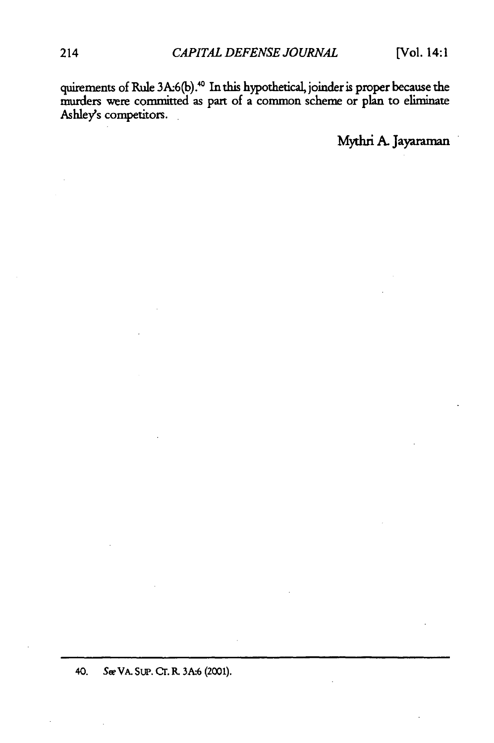quirements of Rule 3A:6(b).[40] In this hypothetical, joinder is proper because the murders were committed as part of a common scheme or plan to eliminate Ashley's competitors.

Mythri A. Jayaraman

40. *See* VA. SUP. CT. R. 3A:6 (2001).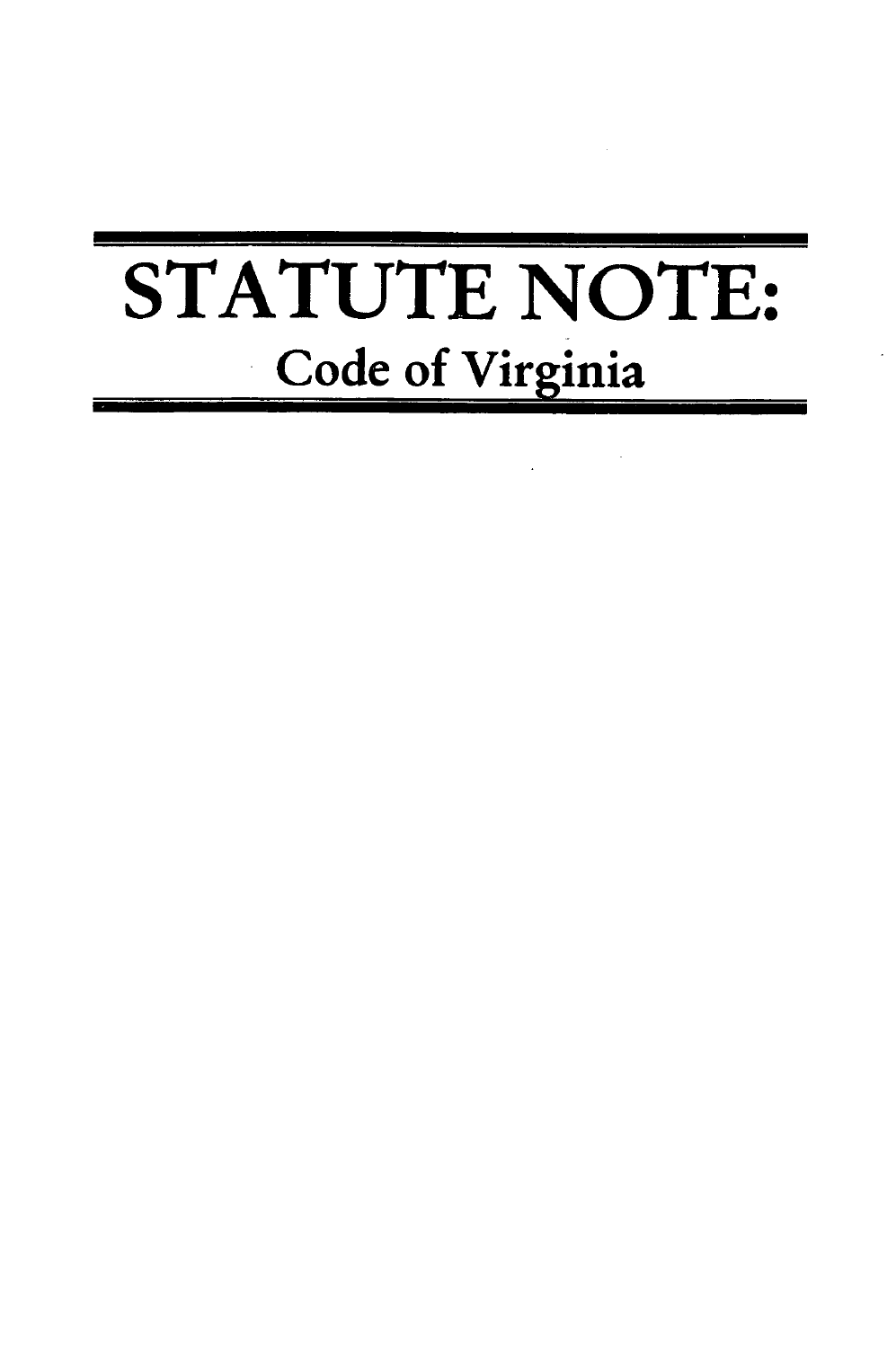# STATUTE NOTE:

## Code of Virginia